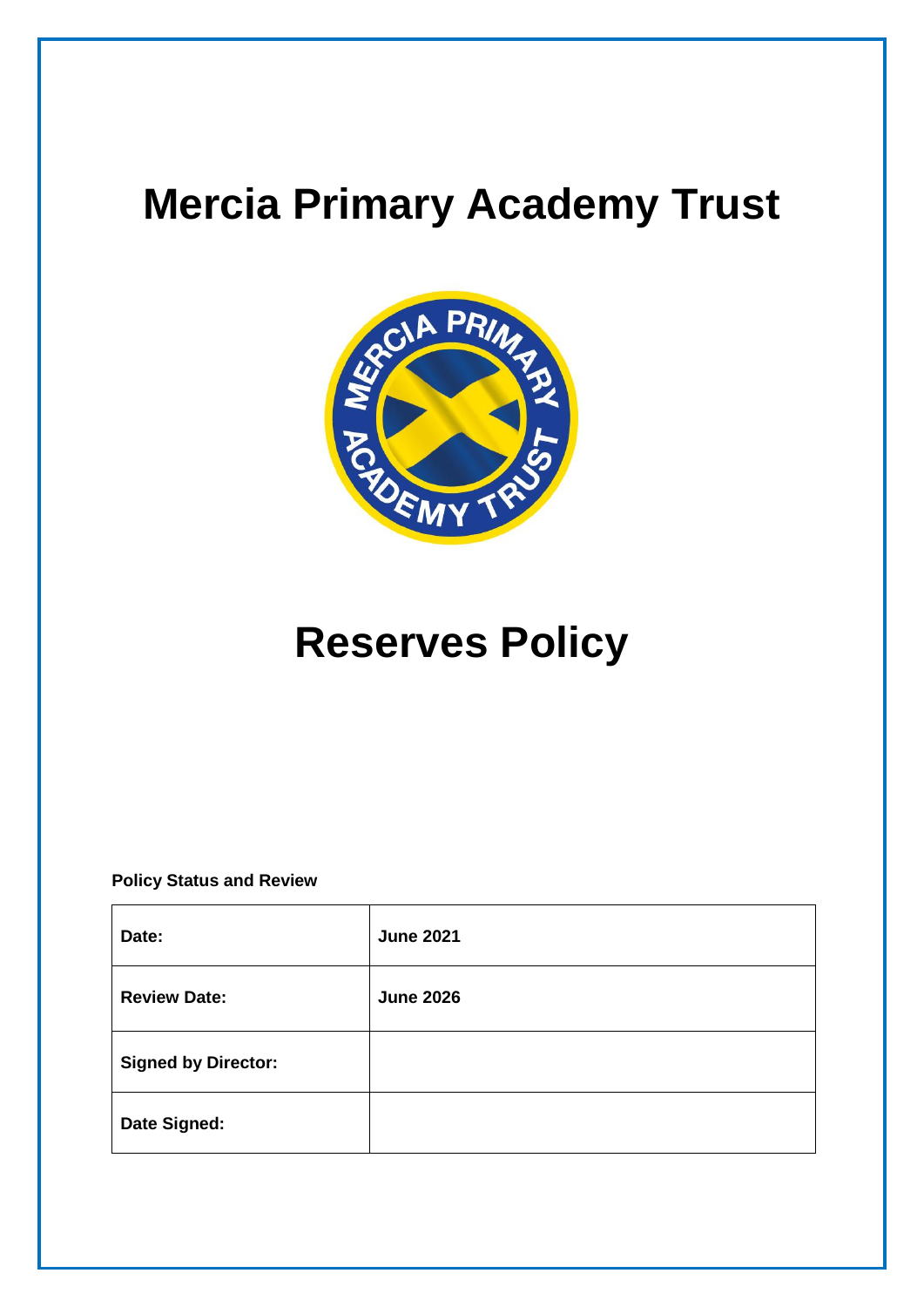# Mercia Primary Academy Trust

# Reserves Policy

**Policy Status and Review**

| | |
|---|---|
| **Date:** | **June 2021** |
| **Review Date:** | **June 2026** |
| **Signed by Director:** | |
| **Date Signed:** | |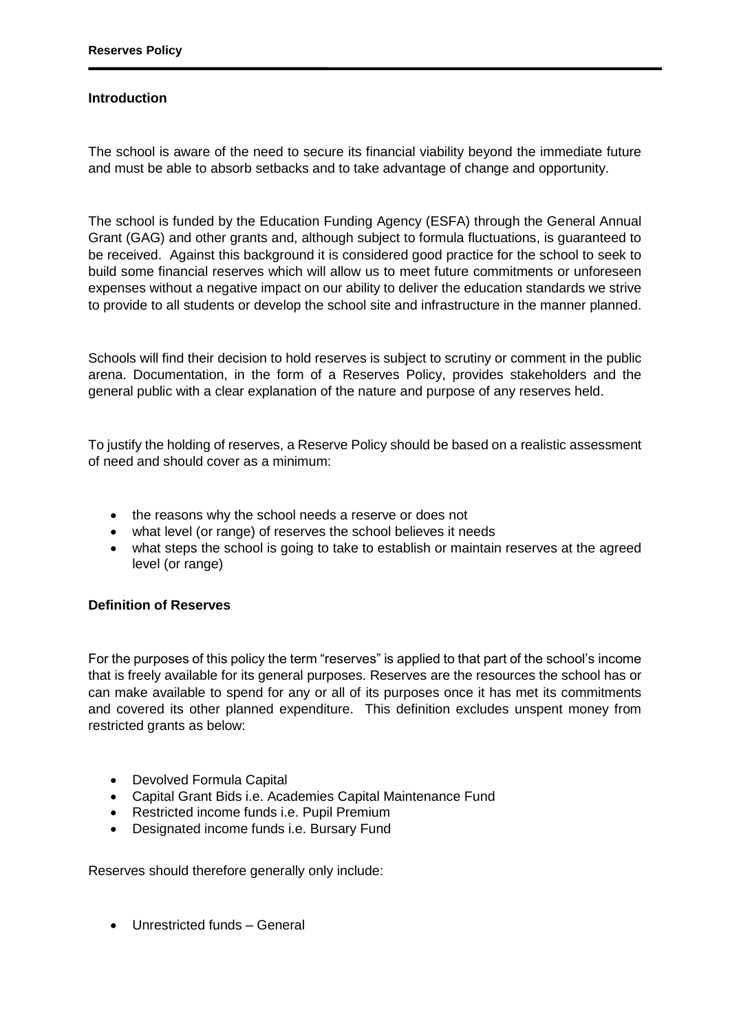## Introduction

The school is aware of the need to secure its financial viability beyond the immediate future and must be able to absorb setbacks and to take advantage of change and opportunity.

The school is funded by the Education Funding Agency (ESFA) through the General Annual Grant (GAG) and other grants and, although subject to formula fluctuations, is guaranteed to be received. Against this background it is considered good practice for the school to seek to build some financial reserves which will allow us to meet future commitments or unforeseen expenses without a negative impact on our ability to deliver the education standards we strive to provide to all students or develop the school site and infrastructure in the manner planned.

Schools will find their decision to hold reserves is subject to scrutiny or comment in the public arena. Documentation, in the form of a Reserves Policy, provides stakeholders and the general public with a clear explanation of the nature and purpose of any reserves held.

To justify the holding of reserves, a Reserve Policy should be based on a realistic assessment of need and should cover as a minimum:

- the reasons why the school needs a reserve or does not
- what level (or range) of reserves the school believes it needs
- what steps the school is going to take to establish or maintain reserves at the agreed level (or range)

## Definition of Reserves

For the purposes of this policy the term "reserves" is applied to that part of the school's income that is freely available for its general purposes. Reserves are the resources the school has or can make available to spend for any or all of its purposes once it has met its commitments and covered its other planned expenditure. This definition excludes unspent money from restricted grants as below:

- Devolved Formula Capital
- Capital Grant Bids i.e. Academies Capital Maintenance Fund
- Restricted income funds i.e. Pupil Premium
- Designated income funds i.e. Bursary Fund

Reserves should therefore generally only include:

- Unrestricted funds – General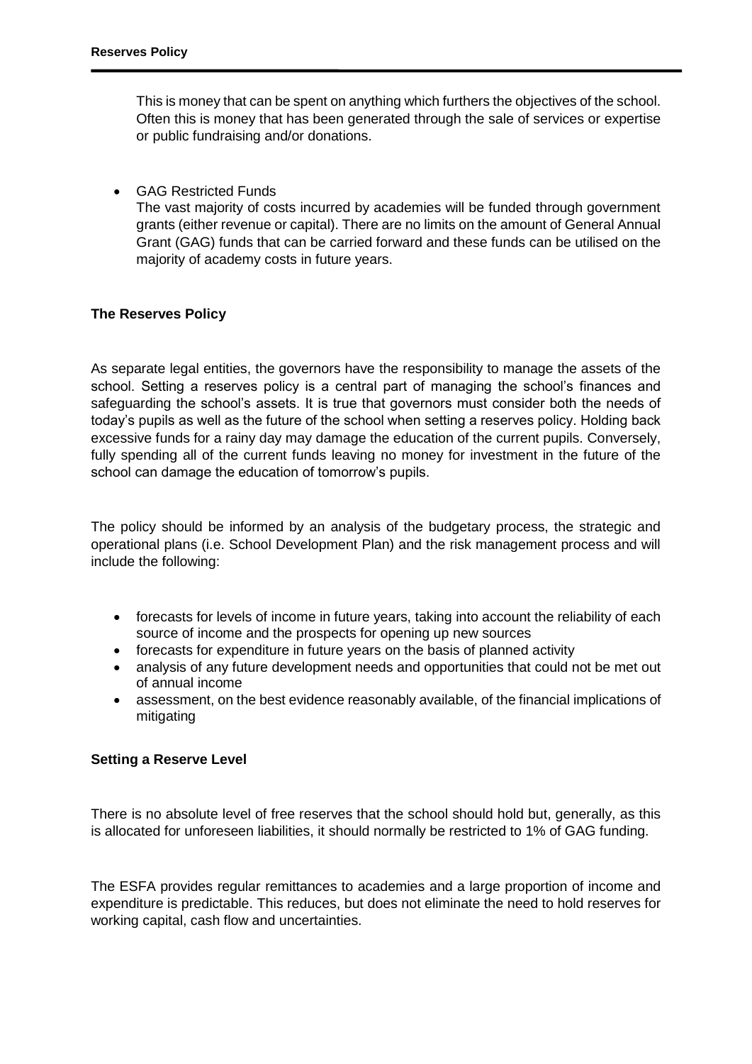This is money that can be spent on anything which furthers the objectives of the school. Often this is money that has been generated through the sale of services or expertise or public fundraising and/or donations.

- GAG Restricted Funds
  The vast majority of costs incurred by academies will be funded through government grants (either revenue or capital). There are no limits on the amount of General Annual Grant (GAG) funds that can be carried forward and these funds can be utilised on the majority of academy costs in future years.

**The Reserves Policy**

As separate legal entities, the governors have the responsibility to manage the assets of the school. Setting a reserves policy is a central part of managing the school's finances and safeguarding the school's assets. It is true that governors must consider both the needs of today's pupils as well as the future of the school when setting a reserves policy. Holding back excessive funds for a rainy day may damage the education of the current pupils. Conversely, fully spending all of the current funds leaving no money for investment in the future of the school can damage the education of tomorrow's pupils.

The policy should be informed by an analysis of the budgetary process, the strategic and operational plans (i.e. School Development Plan) and the risk management process and will include the following:

- forecasts for levels of income in future years, taking into account the reliability of each source of income and the prospects for opening up new sources
- forecasts for expenditure in future years on the basis of planned activity
- analysis of any future development needs and opportunities that could not be met out of annual income
- assessment, on the best evidence reasonably available, of the financial implications of mitigating

**Setting a Reserve Level**

There is no absolute level of free reserves that the school should hold but, generally, as this is allocated for unforeseen liabilities, it should normally be restricted to 1% of GAG funding.

The ESFA provides regular remittances to academies and a large proportion of income and expenditure is predictable. This reduces, but does not eliminate the need to hold reserves for working capital, cash flow and uncertainties.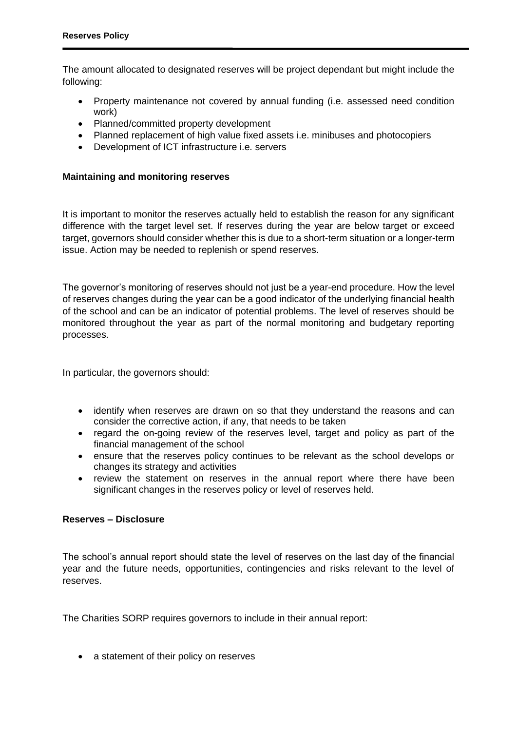The amount allocated to designated reserves will be project dependant but might include the following:

- Property maintenance not covered by annual funding (i.e. assessed need condition work)
- Planned/committed property development
- Planned replacement of high value fixed assets i.e. minibuses and photocopiers
- Development of ICT infrastructure i.e. servers

**Maintaining and monitoring reserves**

It is important to monitor the reserves actually held to establish the reason for any significant difference with the target level set. If reserves during the year are below target or exceed target, governors should consider whether this is due to a short-term situation or a longer-term issue. Action may be needed to replenish or spend reserves.

The governor's monitoring of reserves should not just be a year-end procedure. How the level of reserves changes during the year can be a good indicator of the underlying financial health of the school and can be an indicator of potential problems. The level of reserves should be monitored throughout the year as part of the normal monitoring and budgetary reporting processes.

In particular, the governors should:

- identify when reserves are drawn on so that they understand the reasons and can consider the corrective action, if any, that needs to be taken
- regard the on-going review of the reserves level, target and policy as part of the financial management of the school
- ensure that the reserves policy continues to be relevant as the school develops or changes its strategy and activities
- review the statement on reserves in the annual report where there have been significant changes in the reserves policy or level of reserves held.

**Reserves – Disclosure**

The school's annual report should state the level of reserves on the last day of the financial year and the future needs, opportunities, contingencies and risks relevant to the level of reserves.

The Charities SORP requires governors to include in their annual report:

- a statement of their policy on reserves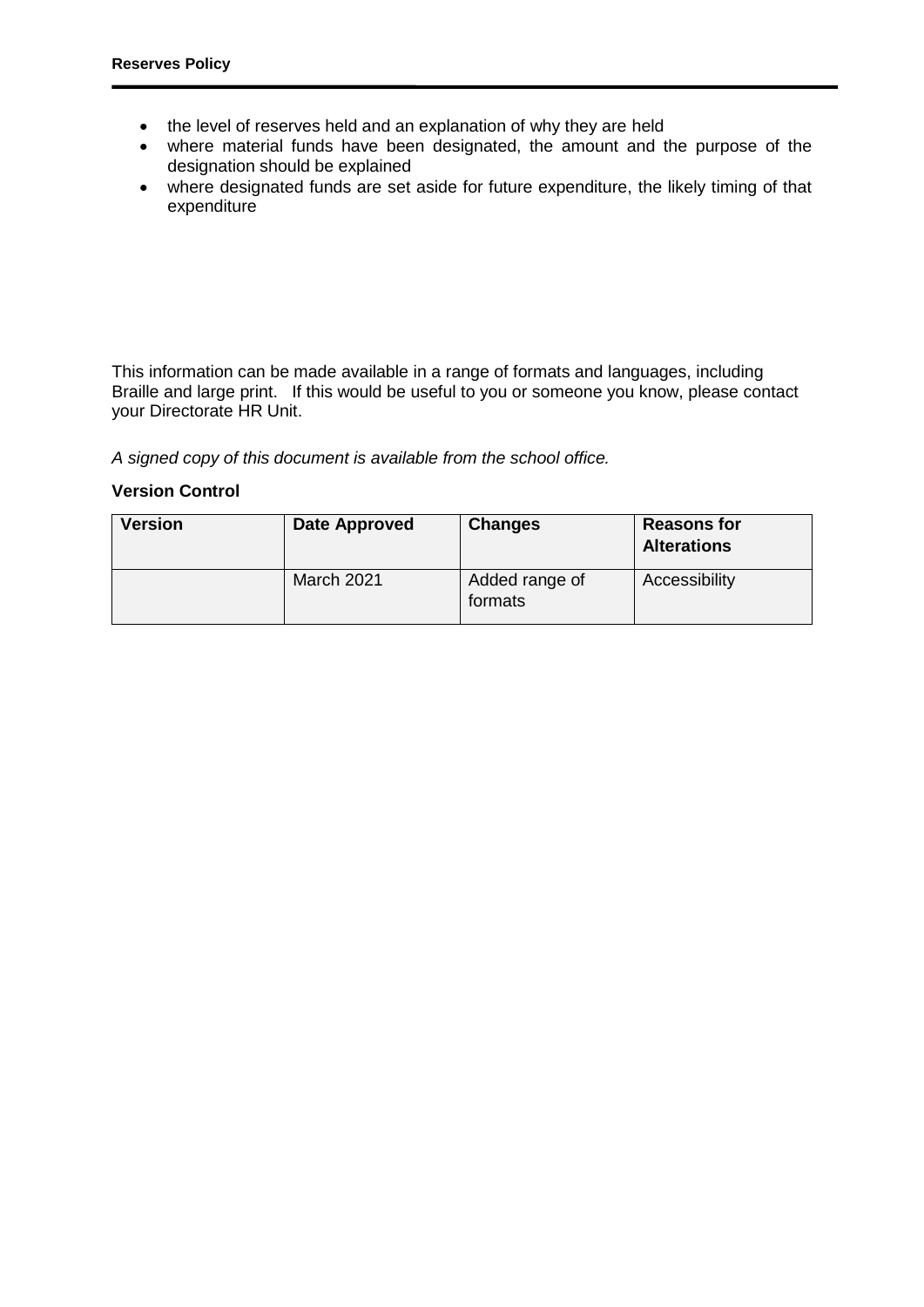- the level of reserves held and an explanation of why they are held
- where material funds have been designated, the amount and the purpose of the designation should be explained
- where designated funds are set aside for future expenditure, the likely timing of that expenditure

This information can be made available in a range of formats and languages, including Braille and large print. If this would be useful to you or someone you know, please contact your Directorate HR Unit.

*A signed copy of this document is available from the school office.*

**Version Control**

| Version | Date Approved | Changes | Reasons for Alterations |
|---|---|---|---|
| | March 2021 | Added range of formats | Accessibility |